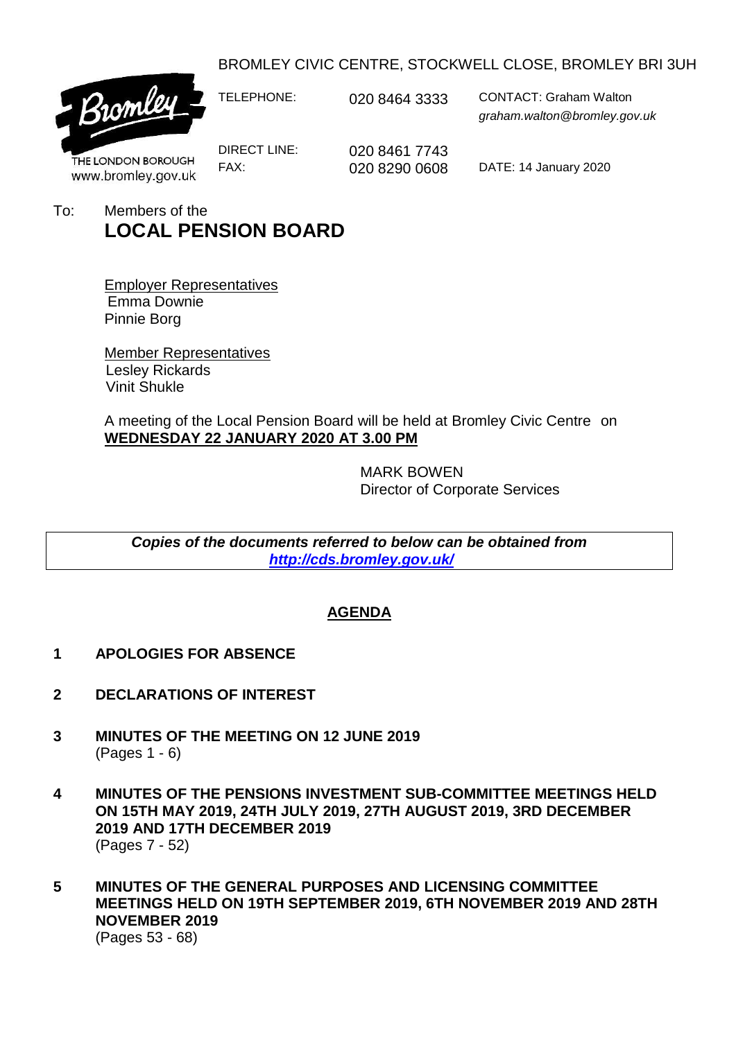BROMLEY CIVIC CENTRE, STOCKWELL CLOSE, BROMLEY BRI 3UH

THE LONDON BOROUGH
www.bromley.gov.uk

| | | |
|---|---|---|
| TELEPHONE: | 020 8464 3333 | CONTACT: Graham Walton *graham.walton@bromley.gov.uk* |
| DIRECT LINE: | 020 8461 7743 | |
| FAX: | 020 8290 0608 | DATE: 14 January 2020 |

To: Members of the

# LOCAL PENSION BOARD

Employer Representatives
Emma Downie
Pinnie Borg

Member Representatives
Lesley Rickards
Vinit Shukle

A meeting of the Local Pension Board will be held at Bromley Civic Centre on **WEDNESDAY 22 JANUARY 2020 AT 3.00 PM**

MARK BOWEN
Director of Corporate Services

***Copies of the documents referred to below can be obtained from [http://cds.bromley.gov.uk/](http://cds.bromley.gov.uk/)***

## AGENDA

1. **APOLOGIES FOR ABSENCE**

2. **DECLARATIONS OF INTEREST**

3. **MINUTES OF THE MEETING ON 12 JUNE 2019**
   (Pages 1 - 6)

4. **MINUTES OF THE PENSIONS INVESTMENT SUB-COMMITTEE MEETINGS HELD ON 15TH MAY 2019, 24TH JULY 2019, 27TH AUGUST 2019, 3RD DECEMBER 2019 AND 17TH DECEMBER 2019**
   (Pages 7 - 52)

5. **MINUTES OF THE GENERAL PURPOSES AND LICENSING COMMITTEE MEETINGS HELD ON 19TH SEPTEMBER 2019, 6TH NOVEMBER 2019 AND 28TH NOVEMBER 2019**
   (Pages 53 - 68)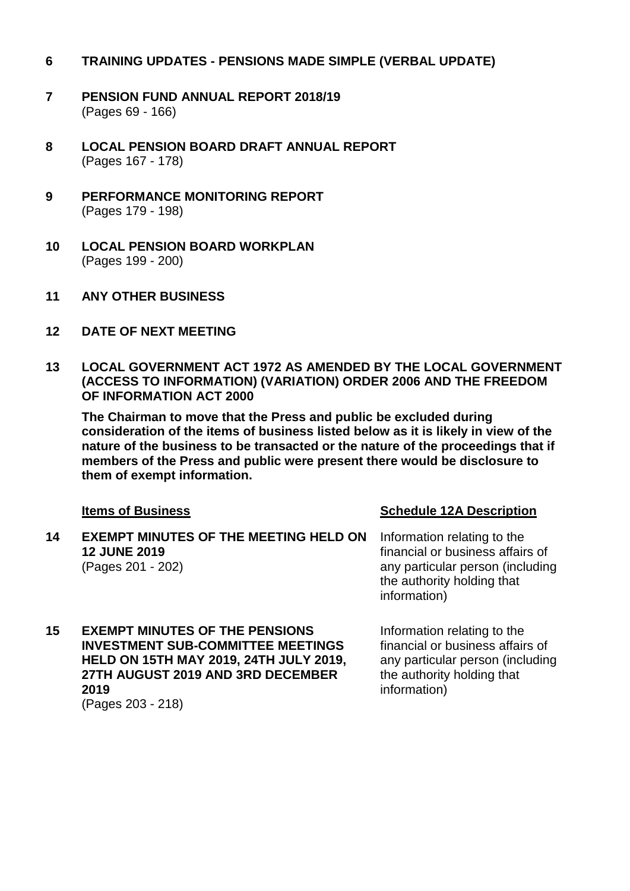**6 TRAINING UPDATES - PENSIONS MADE SIMPLE (VERBAL UPDATE)**

**7 PENSION FUND ANNUAL REPORT 2018/19**
(Pages 69 - 166)

**8 LOCAL PENSION BOARD DRAFT ANNUAL REPORT**
(Pages 167 - 178)

**9 PERFORMANCE MONITORING REPORT**
(Pages 179 - 198)

**10 LOCAL PENSION BOARD WORKPLAN**
(Pages 199 - 200)

**11 ANY OTHER BUSINESS**

**12 DATE OF NEXT MEETING**

**13 LOCAL GOVERNMENT ACT 1972 AS AMENDED BY THE LOCAL GOVERNMENT (ACCESS TO INFORMATION) (VARIATION) ORDER 2006 AND THE FREEDOM OF INFORMATION ACT 2000**

**The Chairman to move that the Press and public be excluded during consideration of the items of business listed below as it is likely in view of the nature of the business to be transacted or the nature of the proceedings that if members of the Press and public were present there would be disclosure to them of exempt information.**

| | Items of Business | Schedule 12A Description |
|---|---|---|
| 14 | **EXEMPT MINUTES OF THE MEETING HELD ON 12 JUNE 2019** (Pages 201 - 202) | Information relating to the financial or business affairs of any particular person (including the authority holding that information) |
| 15 | **EXEMPT MINUTES OF THE PENSIONS INVESTMENT SUB-COMMITTEE MEETINGS HELD ON 15TH MAY 2019, 24TH JULY 2019, 27TH AUGUST 2019 AND 3RD DECEMBER 2019** (Pages 203 - 218) | Information relating to the financial or business affairs of any particular person (including the authority holding that information) |